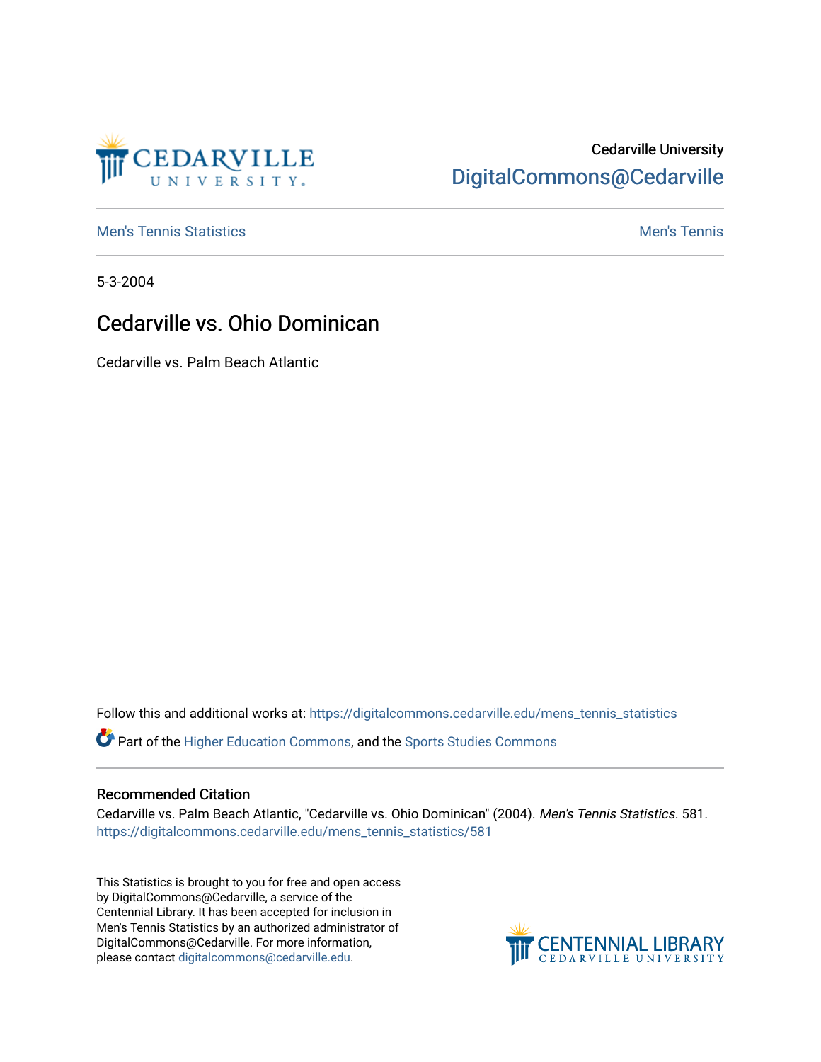Cedarville University
DigitalCommons@Cedarville

Men's Tennis Statistics | Men's Tennis

5-3-2004

# Cedarville vs. Ohio Dominican

Cedarville vs. Palm Beach Atlantic

Follow this and additional works at: https://digitalcommons.cedarville.edu/mens_tennis_statistics

Part of the Higher Education Commons, and the Sports Studies Commons

## Recommended Citation

Cedarville vs. Palm Beach Atlantic, "Cedarville vs. Ohio Dominican" (2004). *Men's Tennis Statistics*. 581.
https://digitalcommons.cedarville.edu/mens_tennis_statistics/581

This Statistics is brought to you for free and open access by DigitalCommons@Cedarville, a service of the Centennial Library. It has been accepted for inclusion in Men's Tennis Statistics by an authorized administrator of DigitalCommons@Cedarville. For more information, please contact digitalcommons@cedarville.edu.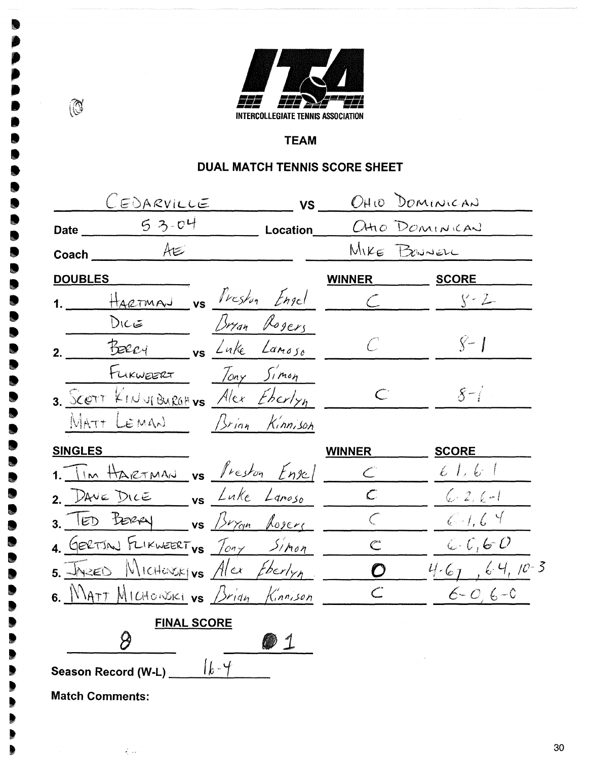INTERCOLLEGIATE TENNIS ASSOCIATION

## TEAM

## DUAL MATCH TENNIS SCORE SHEET

CEDARVILLE VS OHIO DOMINICAN

Date 5-3-04 Location OHIO DOMINICAN

Coach AE MIKE BONNELL

| DOUBLES | | | WINNER | SCORE |
|---|---|---|---|---|
| 1. HARTMAN / DICE | vs | Preston Engel / Bryan Rogers | C | 8-2 |
| 2. BERRY / FLIKWEERT | vs | Luke Lamoso / Tony Simon | C | 8-1 |
| 3. SCOTT KINNIBURGH / MATT LEMAN | vs | Alex Eberlyn / Brian Kinnison | C | 8-1 |

| SINGLES | | | WINNER | SCORE |
|---|---|---|---|---|
| 1. TIM HARTMAN | vs | Preston Engel | C | 6-1, 6-1 |
| 2. DAVE DICE | vs | Luke Lamoso | C | 6-2, 6-1 |
| 3. TED BERRY | vs | Bryan Rogers | C | 6-1, 6-4 |
| 4. GERTJAN FLIKWEERT | vs | Tony Simon | C | 6-0, 6-0 |
| 5. JARED MICHOWSKI | vs | Alex Eberlyn | O | 4-6, 6-4, 10-3 |
| 6. MATT MICHOWSKI | vs | Brian Kinnison | C | 6-0, 6-0 |

**FINAL SCORE**

8 — 1

Season Record (W-L) 16-4

Match Comments: